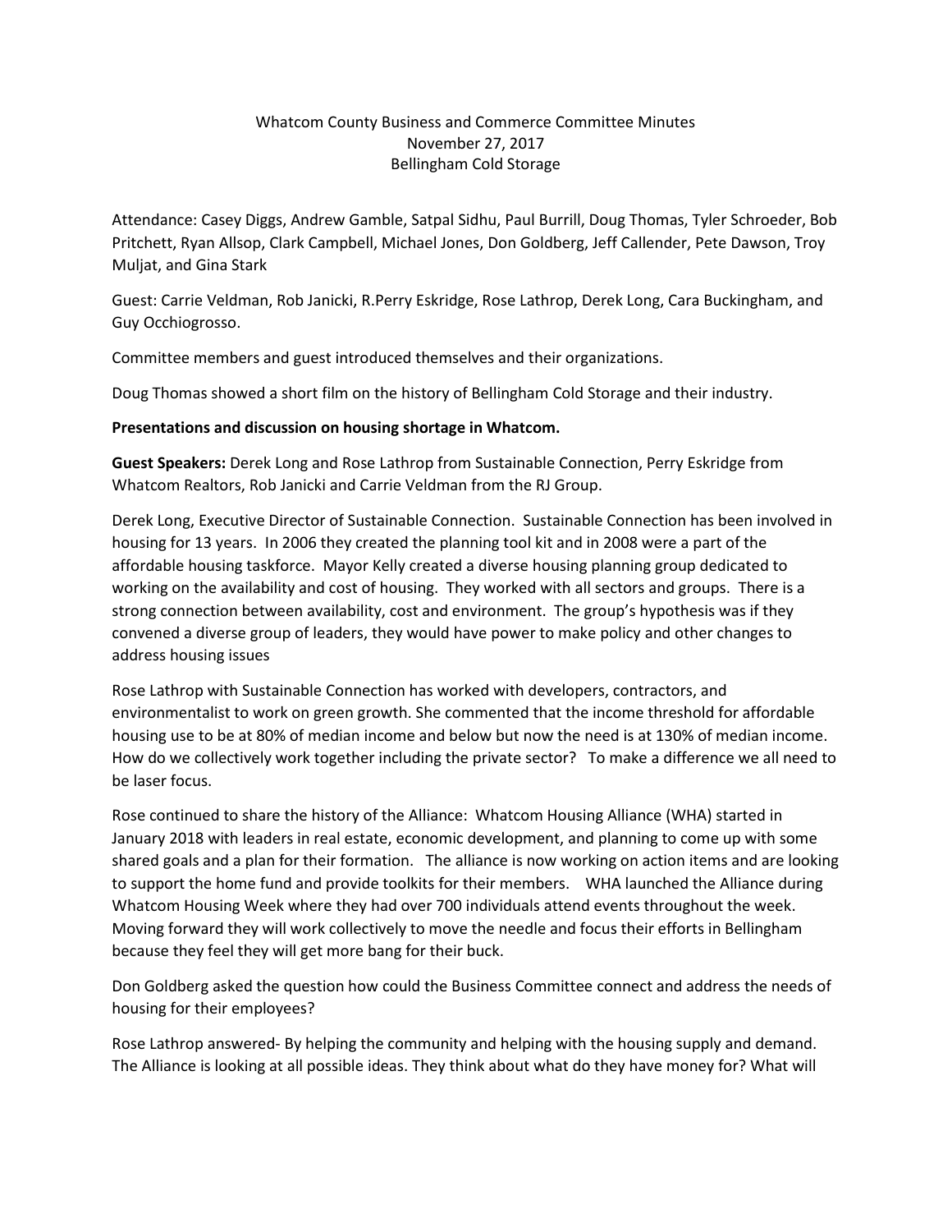Whatcom County Business and Commerce Committee Minutes
November 27, 2017
Bellingham Cold Storage

Attendance: Casey Diggs, Andrew Gamble, Satpal Sidhu, Paul Burrill, Doug Thomas, Tyler Schroeder, Bob Pritchett, Ryan Allsop, Clark Campbell, Michael Jones, Don Goldberg, Jeff Callender, Pete Dawson, Troy Muljat, and Gina Stark

Guest: Carrie Veldman, Rob Janicki, R.Perry Eskridge, Rose Lathrop, Derek Long, Cara Buckingham, and Guy Occhiogrosso.

Committee members and guest introduced themselves and their organizations.

Doug Thomas showed a short film on the history of Bellingham Cold Storage and their industry.

**Presentations and discussion on housing shortage in Whatcom.**

**Guest Speakers:** Derek Long and Rose Lathrop from Sustainable Connection, Perry Eskridge from Whatcom Realtors, Rob Janicki and Carrie Veldman from the RJ Group.

Derek Long, Executive Director of Sustainable Connection. Sustainable Connection has been involved in housing for 13 years. In 2006 they created the planning tool kit and in 2008 were a part of the affordable housing taskforce. Mayor Kelly created a diverse housing planning group dedicated to working on the availability and cost of housing. They worked with all sectors and groups. There is a strong connection between availability, cost and environment. The group's hypothesis was if they convened a diverse group of leaders, they would have power to make policy and other changes to address housing issues

Rose Lathrop with Sustainable Connection has worked with developers, contractors, and environmentalist to work on green growth. She commented that the income threshold for affordable housing use to be at 80% of median income and below but now the need is at 130% of median income. How do we collectively work together including the private sector? To make a difference we all need to be laser focus.

Rose continued to share the history of the Alliance: Whatcom Housing Alliance (WHA) started in January 2018 with leaders in real estate, economic development, and planning to come up with some shared goals and a plan for their formation. The alliance is now working on action items and are looking to support the home fund and provide toolkits for their members. WHA launched the Alliance during Whatcom Housing Week where they had over 700 individuals attend events throughout the week. Moving forward they will work collectively to move the needle and focus their efforts in Bellingham because they feel they will get more bang for their buck.

Don Goldberg asked the question how could the Business Committee connect and address the needs of housing for their employees?

Rose Lathrop answered- By helping the community and helping with the housing supply and demand. The Alliance is looking at all possible ideas. They think about what do they have money for? What will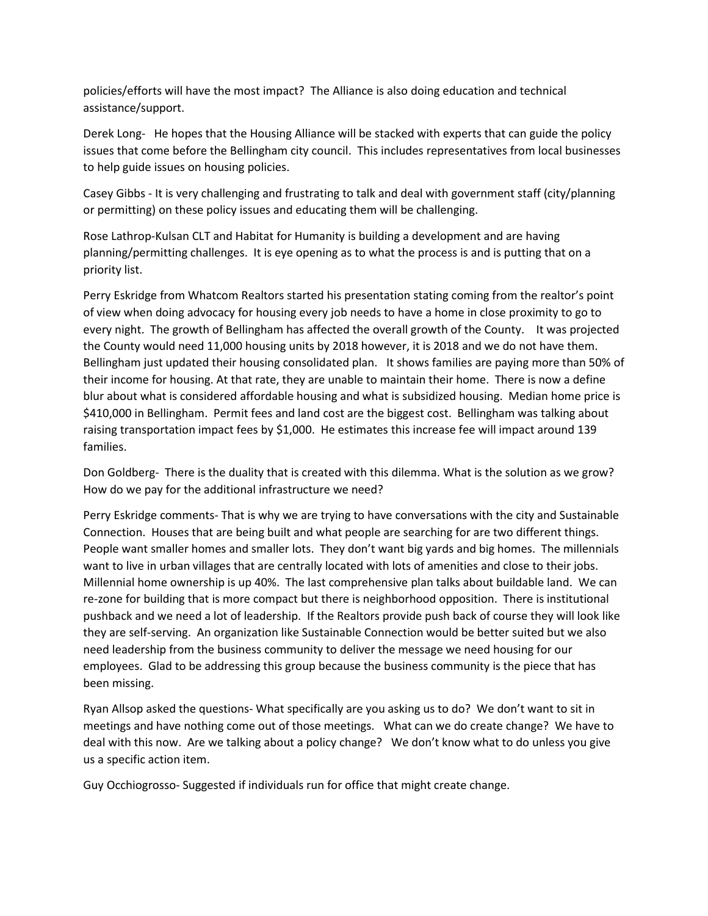policies/efforts will have the most impact? The Alliance is also doing education and technical assistance/support.

Derek Long- He hopes that the Housing Alliance will be stacked with experts that can guide the policy issues that come before the Bellingham city council. This includes representatives from local businesses to help guide issues on housing policies.

Casey Gibbs - It is very challenging and frustrating to talk and deal with government staff (city/planning or permitting) on these policy issues and educating them will be challenging.

Rose Lathrop-Kulsan CLT and Habitat for Humanity is building a development and are having planning/permitting challenges. It is eye opening as to what the process is and is putting that on a priority list.

Perry Eskridge from Whatcom Realtors started his presentation stating coming from the realtor's point of view when doing advocacy for housing every job needs to have a home in close proximity to go to every night. The growth of Bellingham has affected the overall growth of the County. It was projected the County would need 11,000 housing units by 2018 however, it is 2018 and we do not have them. Bellingham just updated their housing consolidated plan. It shows families are paying more than 50% of their income for housing. At that rate, they are unable to maintain their home. There is now a define blur about what is considered affordable housing and what is subsidized housing. Median home price is $410,000 in Bellingham. Permit fees and land cost are the biggest cost. Bellingham was talking about raising transportation impact fees by $1,000. He estimates this increase fee will impact around 139 families.

Don Goldberg- There is the duality that is created with this dilemma. What is the solution as we grow? How do we pay for the additional infrastructure we need?

Perry Eskridge comments- That is why we are trying to have conversations with the city and Sustainable Connection. Houses that are being built and what people are searching for are two different things. People want smaller homes and smaller lots. They don't want big yards and big homes. The millennials want to live in urban villages that are centrally located with lots of amenities and close to their jobs. Millennial home ownership is up 40%. The last comprehensive plan talks about buildable land. We can re-zone for building that is more compact but there is neighborhood opposition. There is institutional pushback and we need a lot of leadership. If the Realtors provide push back of course they will look like they are self-serving. An organization like Sustainable Connection would be better suited but we also need leadership from the business community to deliver the message we need housing for our employees. Glad to be addressing this group because the business community is the piece that has been missing.

Ryan Allsop asked the questions- What specifically are you asking us to do? We don't want to sit in meetings and have nothing come out of those meetings. What can we do create change? We have to deal with this now. Are we talking about a policy change? We don't know what to do unless you give us a specific action item.

Guy Occhiogrosso- Suggested if individuals run for office that might create change.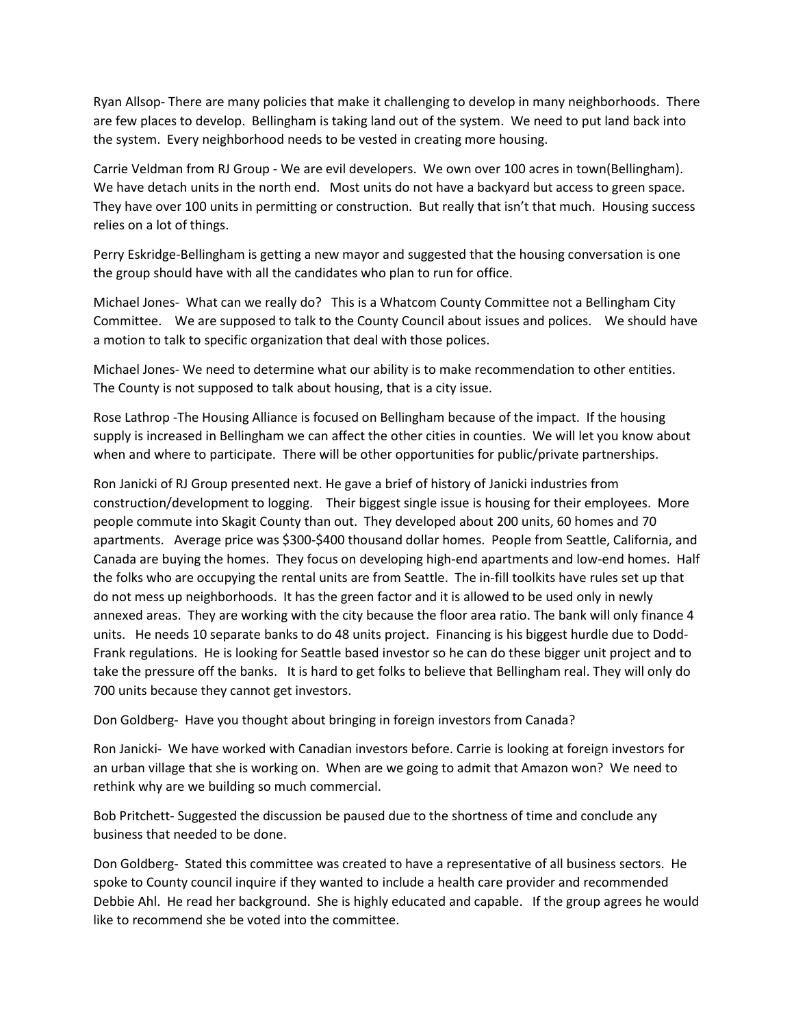Ryan Allsop- There are many policies that make it challenging to develop in many neighborhoods. There are few places to develop. Bellingham is taking land out of the system. We need to put land back into the system. Every neighborhood needs to be vested in creating more housing.

Carrie Veldman from RJ Group - We are evil developers. We own over 100 acres in town(Bellingham). We have detach units in the north end. Most units do not have a backyard but access to green space. They have over 100 units in permitting or construction. But really that isn't that much. Housing success relies on a lot of things.

Perry Eskridge-Bellingham is getting a new mayor and suggested that the housing conversation is one the group should have with all the candidates who plan to run for office.

Michael Jones- What can we really do? This is a Whatcom County Committee not a Bellingham City Committee. We are supposed to talk to the County Council about issues and polices. We should have a motion to talk to specific organization that deal with those polices.

Michael Jones- We need to determine what our ability is to make recommendation to other entities. The County is not supposed to talk about housing, that is a city issue.

Rose Lathrop -The Housing Alliance is focused on Bellingham because of the impact. If the housing supply is increased in Bellingham we can affect the other cities in counties. We will let you know about when and where to participate. There will be other opportunities for public/private partnerships.

Ron Janicki of RJ Group presented next. He gave a brief of history of Janicki industries from construction/development to logging. Their biggest single issue is housing for their employees. More people commute into Skagit County than out. They developed about 200 units, 60 homes and 70 apartments. Average price was $300-$400 thousand dollar homes. People from Seattle, California, and Canada are buying the homes. They focus on developing high-end apartments and low-end homes. Half the folks who are occupying the rental units are from Seattle. The in-fill toolkits have rules set up that do not mess up neighborhoods. It has the green factor and it is allowed to be used only in newly annexed areas. They are working with the city because the floor area ratio. The bank will only finance 4 units. He needs 10 separate banks to do 48 units project. Financing is his biggest hurdle due to Dodd-Frank regulations. He is looking for Seattle based investor so he can do these bigger unit project and to take the pressure off the banks. It is hard to get folks to believe that Bellingham real. They will only do 700 units because they cannot get investors.

Don Goldberg- Have you thought about bringing in foreign investors from Canada?

Ron Janicki- We have worked with Canadian investors before. Carrie is looking at foreign investors for an urban village that she is working on. When are we going to admit that Amazon won? We need to rethink why are we building so much commercial.

Bob Pritchett- Suggested the discussion be paused due to the shortness of time and conclude any business that needed to be done.

Don Goldberg- Stated this committee was created to have a representative of all business sectors. He spoke to County council inquire if they wanted to include a health care provider and recommended Debbie Ahl. He read her background. She is highly educated and capable. If the group agrees he would like to recommend she be voted into the committee.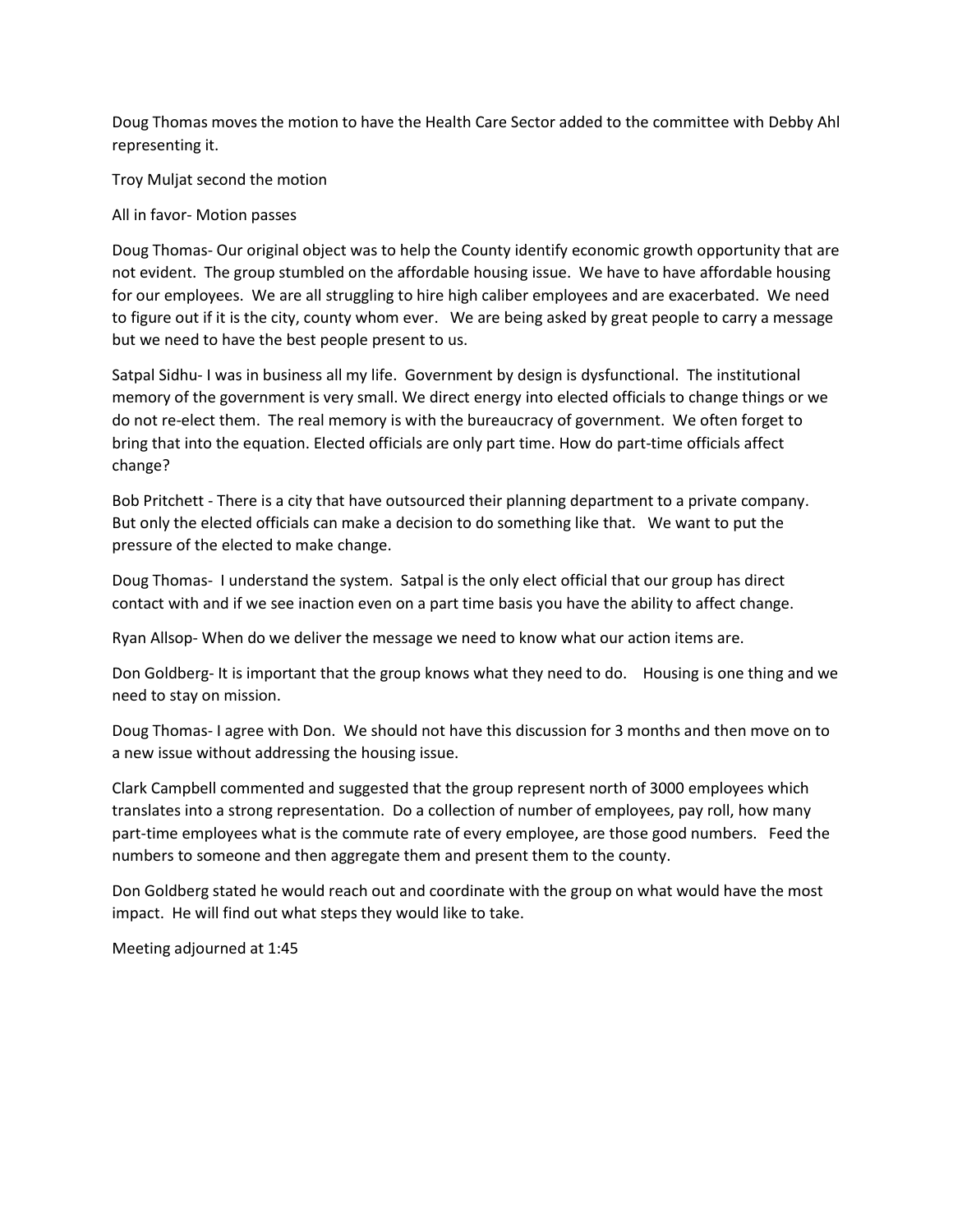Doug Thomas moves the motion to have the Health Care Sector added to the committee with Debby Ahl representing it.

Troy Muljat second the motion

All in favor- Motion passes

Doug Thomas- Our original object was to help the County identify economic growth opportunity that are not evident. The group stumbled on the affordable housing issue. We have to have affordable housing for our employees. We are all struggling to hire high caliber employees and are exacerbated. We need to figure out if it is the city, county whom ever. We are being asked by great people to carry a message but we need to have the best people present to us.

Satpal Sidhu- I was in business all my life. Government by design is dysfunctional. The institutional memory of the government is very small. We direct energy into elected officials to change things or we do not re-elect them. The real memory is with the bureaucracy of government. We often forget to bring that into the equation. Elected officials are only part time. How do part-time officials affect change?

Bob Pritchett - There is a city that have outsourced their planning department to a private company. But only the elected officials can make a decision to do something like that. We want to put the pressure of the elected to make change.

Doug Thomas- I understand the system. Satpal is the only elect official that our group has direct contact with and if we see inaction even on a part time basis you have the ability to affect change.

Ryan Allsop- When do we deliver the message we need to know what our action items are.

Don Goldberg- It is important that the group knows what they need to do. Housing is one thing and we need to stay on mission.

Doug Thomas- I agree with Don. We should not have this discussion for 3 months and then move on to a new issue without addressing the housing issue.

Clark Campbell commented and suggested that the group represent north of 3000 employees which translates into a strong representation. Do a collection of number of employees, pay roll, how many part-time employees what is the commute rate of every employee, are those good numbers. Feed the numbers to someone and then aggregate them and present them to the county.

Don Goldberg stated he would reach out and coordinate with the group on what would have the most impact. He will find out what steps they would like to take.

Meeting adjourned at 1:45